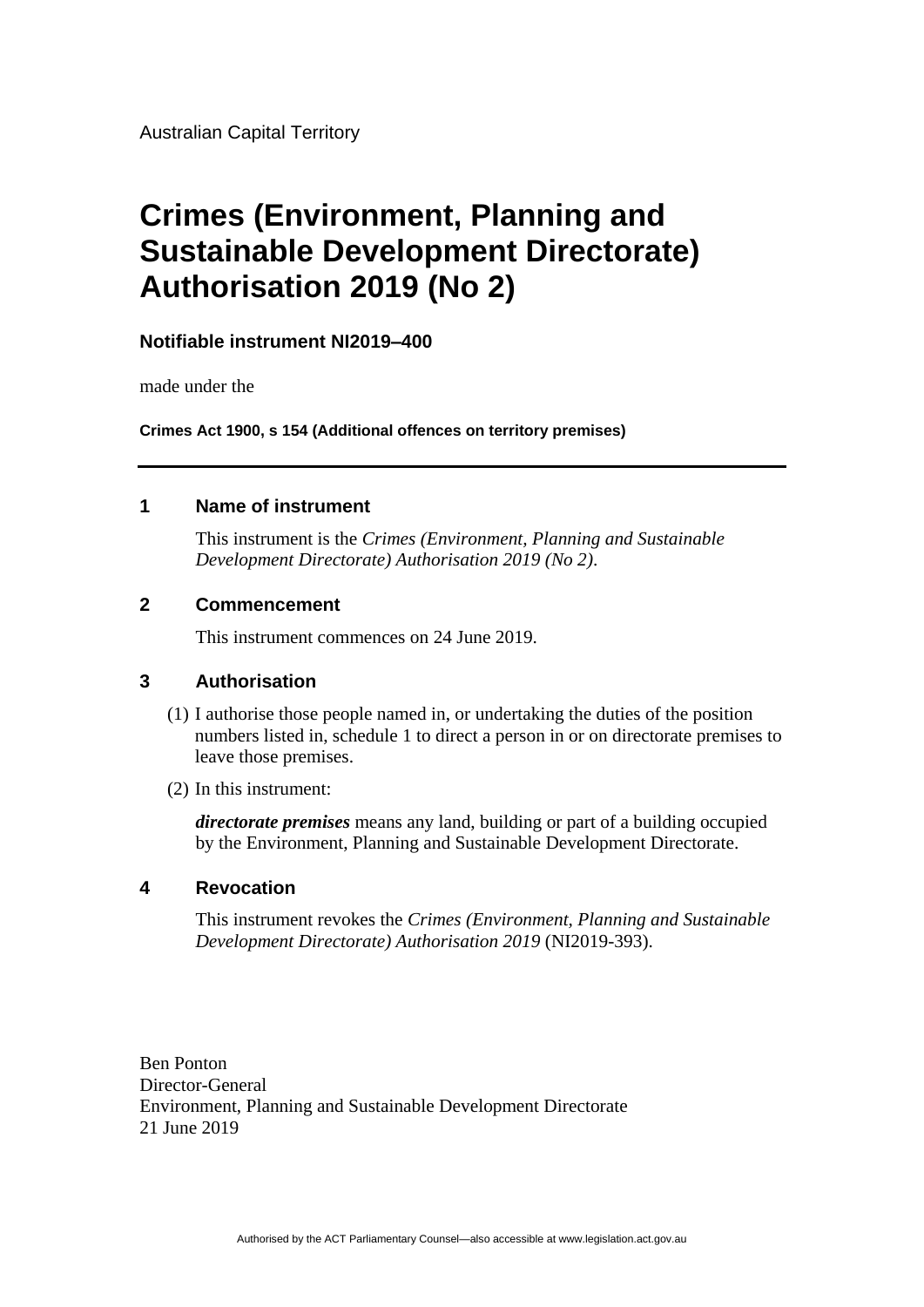Australian Capital Territory

# Crimes (Environment, Planning and Sustainable Development Directorate) Authorisation 2019 (No 2)

**Notifiable instrument NI2019–400**

made under the

**Crimes Act 1900, s 154 (Additional offences on territory premises)**

---

## 1 Name of instrument

This instrument is the *Crimes (Environment, Planning and Sustainable Development Directorate) Authorisation 2019 (No 2)*.

## 2 Commencement

This instrument commences on 24 June 2019.

## 3 Authorisation

(1) I authorise those people named in, or undertaking the duties of the position numbers listed in, schedule 1 to direct a person in or on directorate premises to leave those premises.

(2) In this instrument:

***directorate premises*** means any land, building or part of a building occupied by the Environment, Planning and Sustainable Development Directorate.

## 4 Revocation

This instrument revokes the *Crimes (Environment, Planning and Sustainable Development Directorate) Authorisation 2019* (NI2019-393).

Ben Ponton
Director-General
Environment, Planning and Sustainable Development Directorate
21 June 2019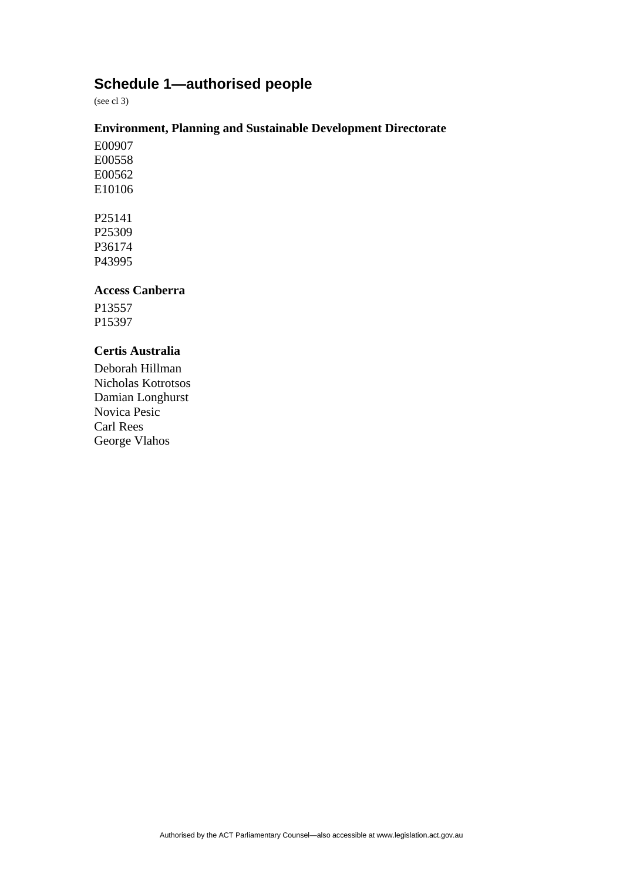## Schedule 1—authorised people

(see cl 3)

### Environment, Planning and Sustainable Development Directorate

E00907
E00558
E00562
E10106

P25141
P25309
P36174
P43995

### Access Canberra

P13557
P15397

### Certis Australia

Deborah Hillman
Nicholas Kotrotsos
Damian Longhurst
Novica Pesic
Carl Rees
George Vlahos